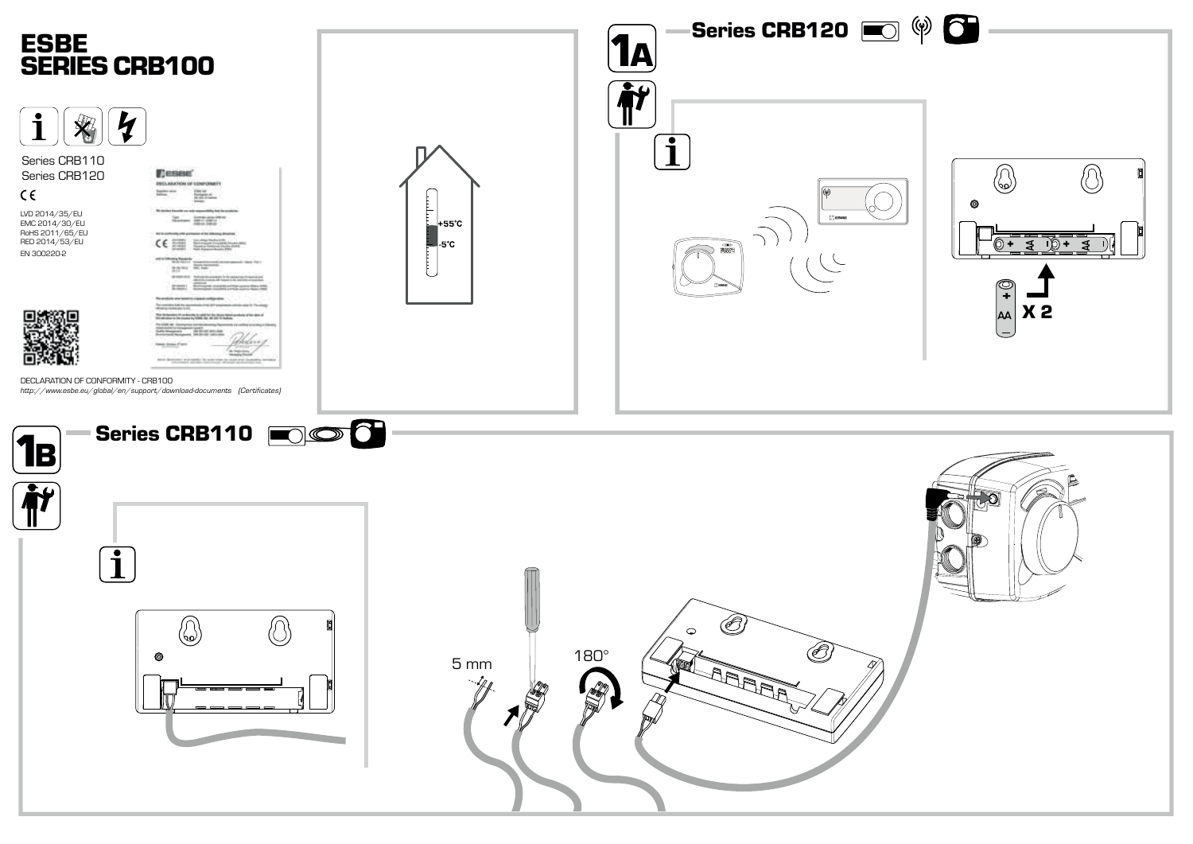# ESBE
# SERIES CRB100

Series CRB110
Series CRB120

CE

LVD 2014/35/EU
EMC 2014/30/EU
RoHS 2011/65/EU
RED 2014/53/EU
EN 300220-2

DECLARATION OF CONFORMITY - CRB100
*http://www.esbe.eu/global/en/support/download-documents (Certificates)*

+55°C
-5°C

## 1A Series CRB120

X 2

## 1B Series CRB110

5 mm

180°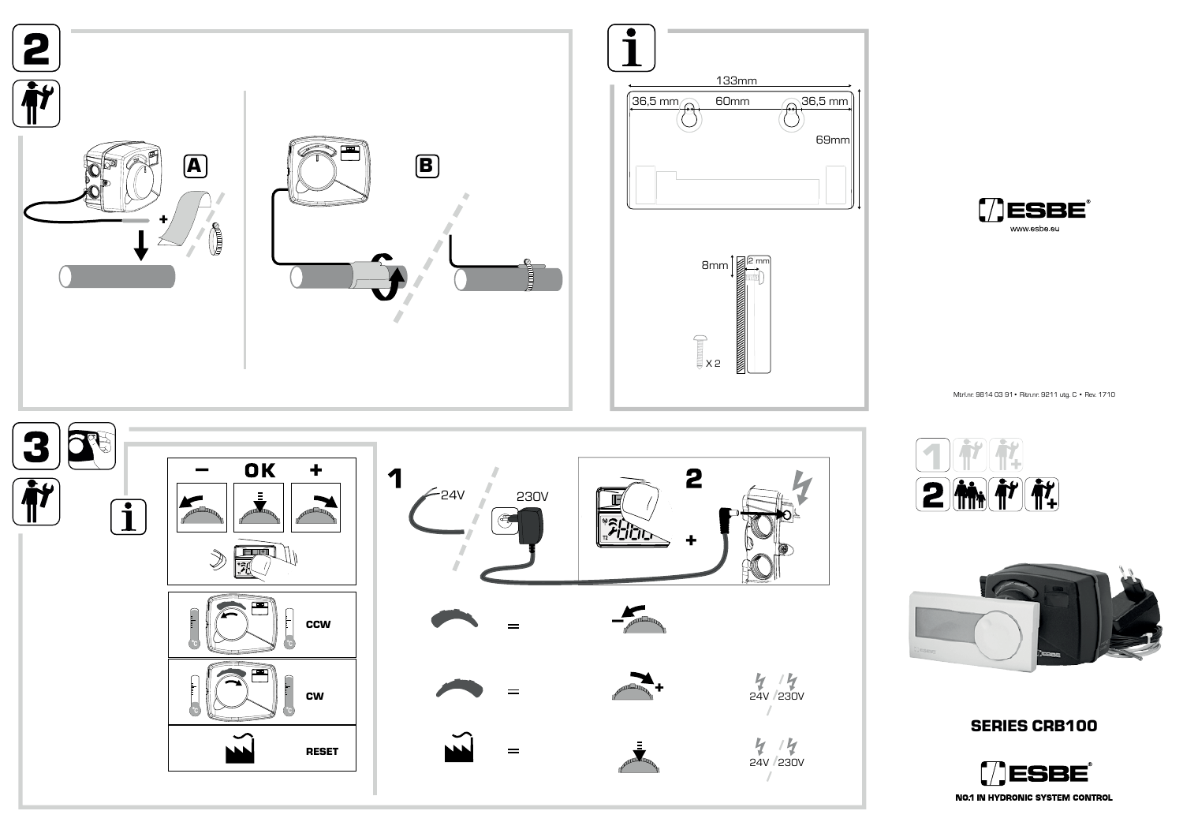## 2

**A**

**B**

## i

133mm

36,5 mm | 60mm | 36,5 mm

69mm

8mm

2 mm

X 2

**ESBE**

www.esbe.eu

Mtrl.nr. 9814 03 91 • Ritn.nr. 9211 utg. C • Rev. 1710

## 3

– **OK** +

CCW

CW

RESET

1

24V

230V

2

24V / 230V

24V / 230V

**SERIES CRB100**

**ESBE**

**NO.1 IN HYDRONIC SYSTEM CONTROL**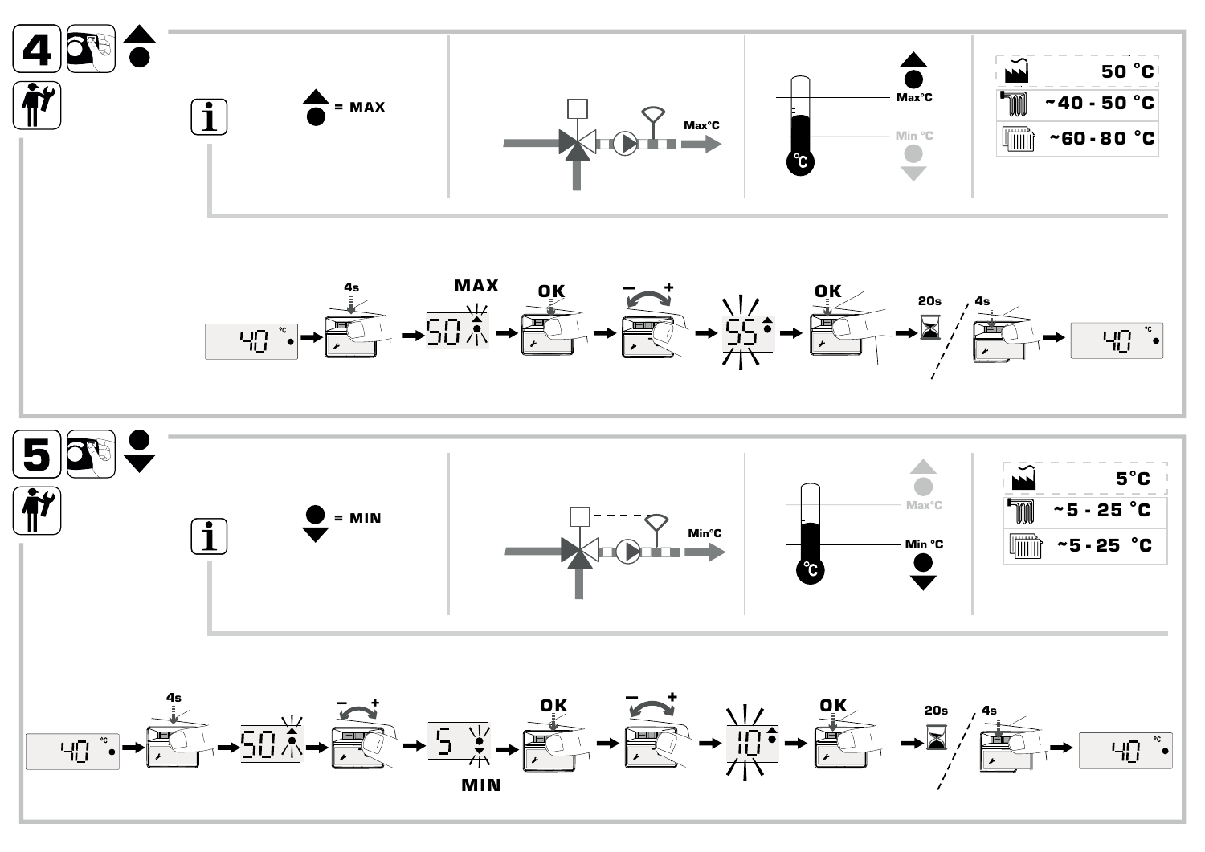## 4

▲● = MAX

Max°C

Max°C

Min °C

| | |
|---|---|
| (factory) | 50 °C |
| (underfloor) | ~40 - 50 °C |
| (radiator) | ~60 - 80 °C |

40 °C → 4s → MAX 50 → OK → − + → 55 → OK → 20s / 4s → 40 °C

## 5

●▼ = MIN

Min°C

Max°C

Min °C

| | |
|---|---|
| (factory) | 5°C |
| (underfloor) | ~5 - 25 °C |
| (radiator) | ~5 - 25 °C |

40 °C → 4s → 50 → − + → 5 MIN → OK → − + → 10 → OK → 20s / 4s → 40 °C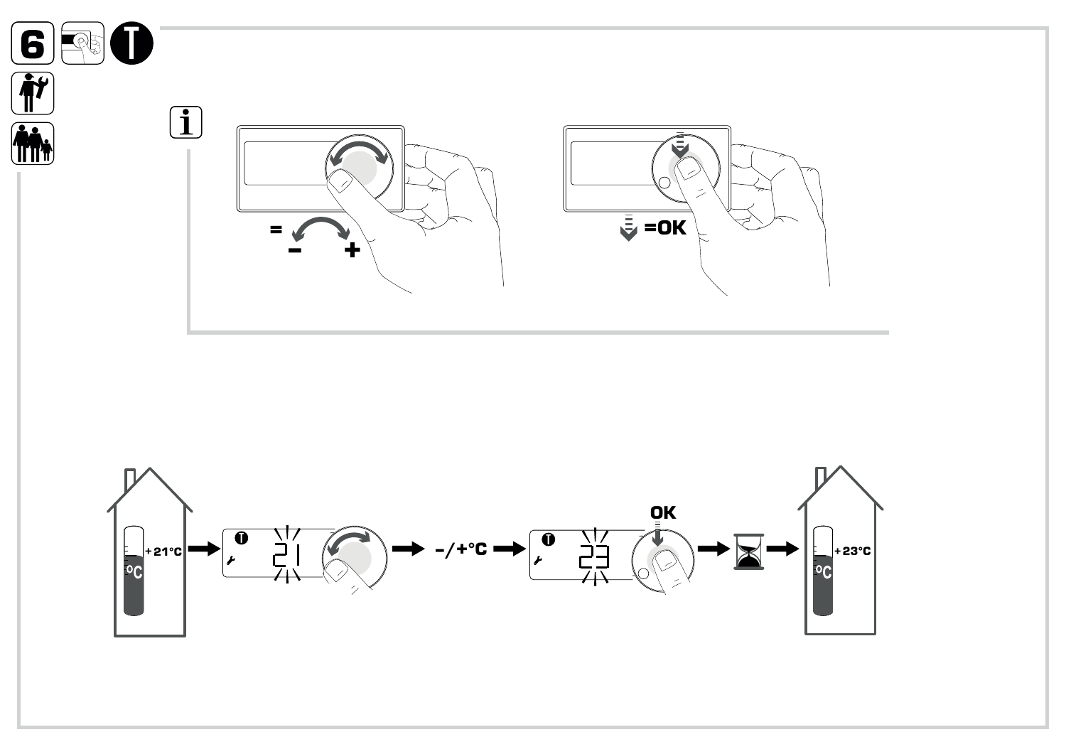6

T

i

= - +

=OK

+21°C

°C

21

-/+°C

23

OK

+23°C

°C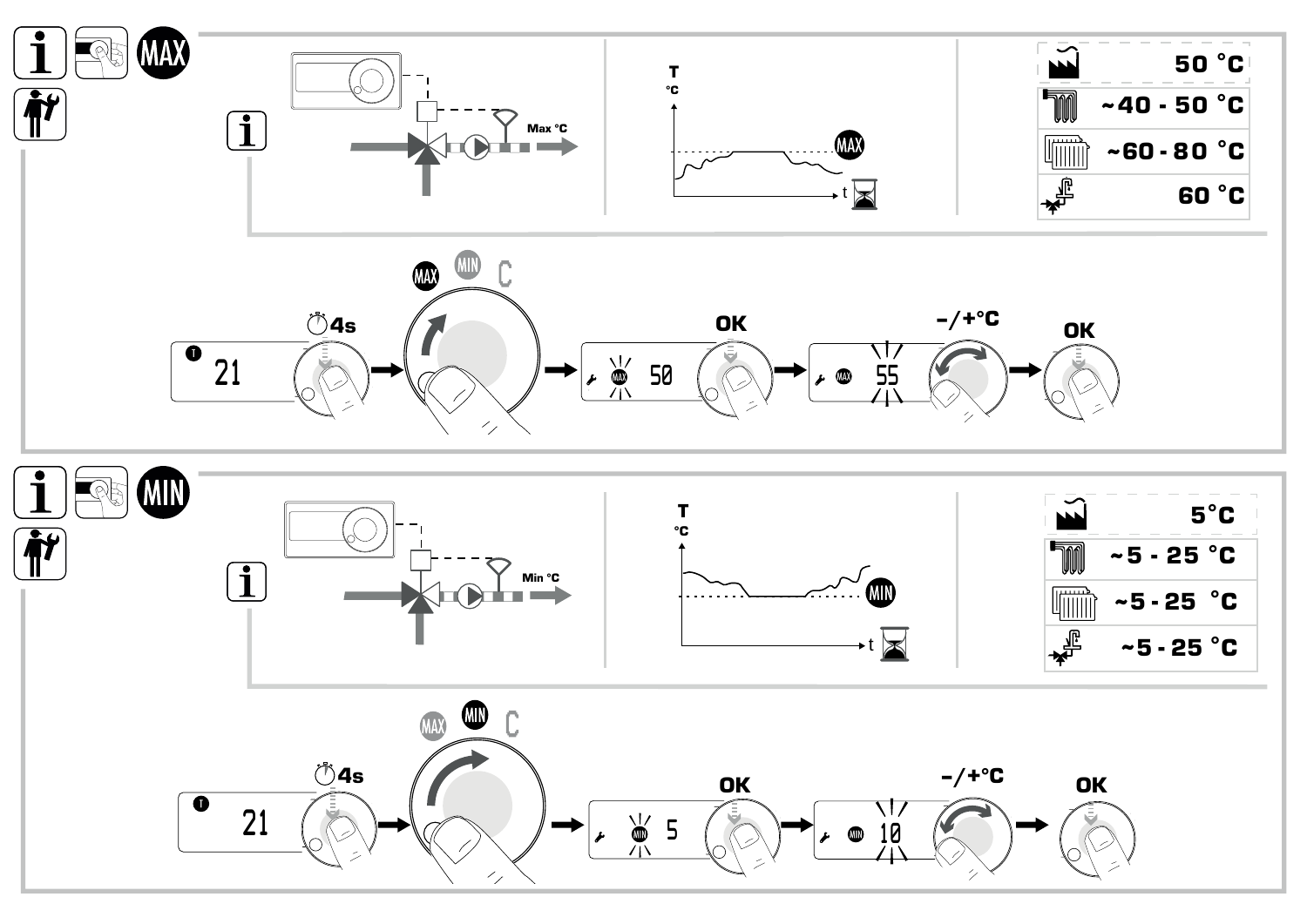## MAX

Max °C

| | |
|---|---|
| (factory) | 50 °C |
| (underfloor heating) | ~40 - 50 °C |
| (radiators) | ~60 - 80 °C |
| (hot water) | 60 °C |

21 → 4s → MAX / MIN / C → MAX 50 → OK → MAX 55 → -/+°C → OK

## MIN

Min °C

| | |
|---|---|
| (factory) | 5°C |
| (underfloor heating) | ~5 - 25 °C |
| (radiators) | ~5 - 25 °C |
| (hot water) | ~5 - 25 °C |

21 → 4s → MAX / MIN / C → MIN 5 → OK → MIN 10 → -/+°C → OK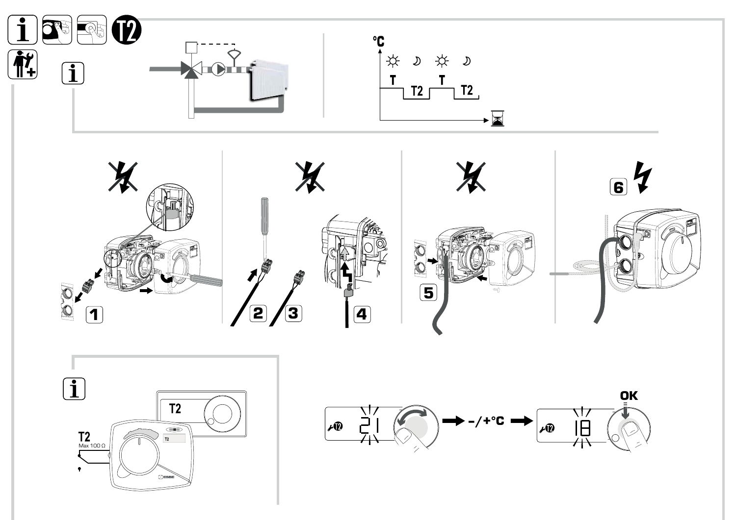T2

T

T2

T

T2

°C

1

2

3

4

5

6

T2

T2

Max 100 Ω

T2

21

-/+°C

18

OK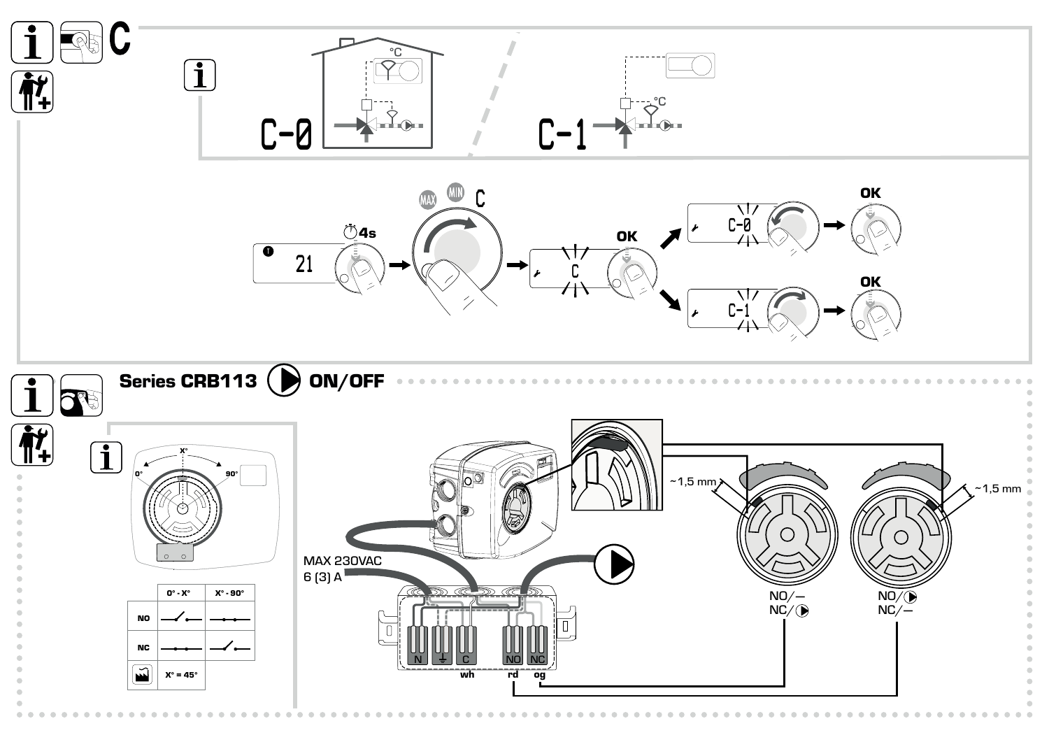C

C-0

°C

C-1

°C

21

4s

MAX MIN C

C

OK

C-0

OK

C-1

OK

## Series CRB113 ON/OFF

X°

0°

90°

| | 0° - X° | X° - 90° |
|---|---|---|
| NO | | |
| NC | | |
| | X° = 45° | |

MAX 230VAC
6 (3) A

N ⏚ C NO NC

wh rd og

~1,5 mm

~1,5 mm

NO/—
NC/▶

NO/▶
NC/—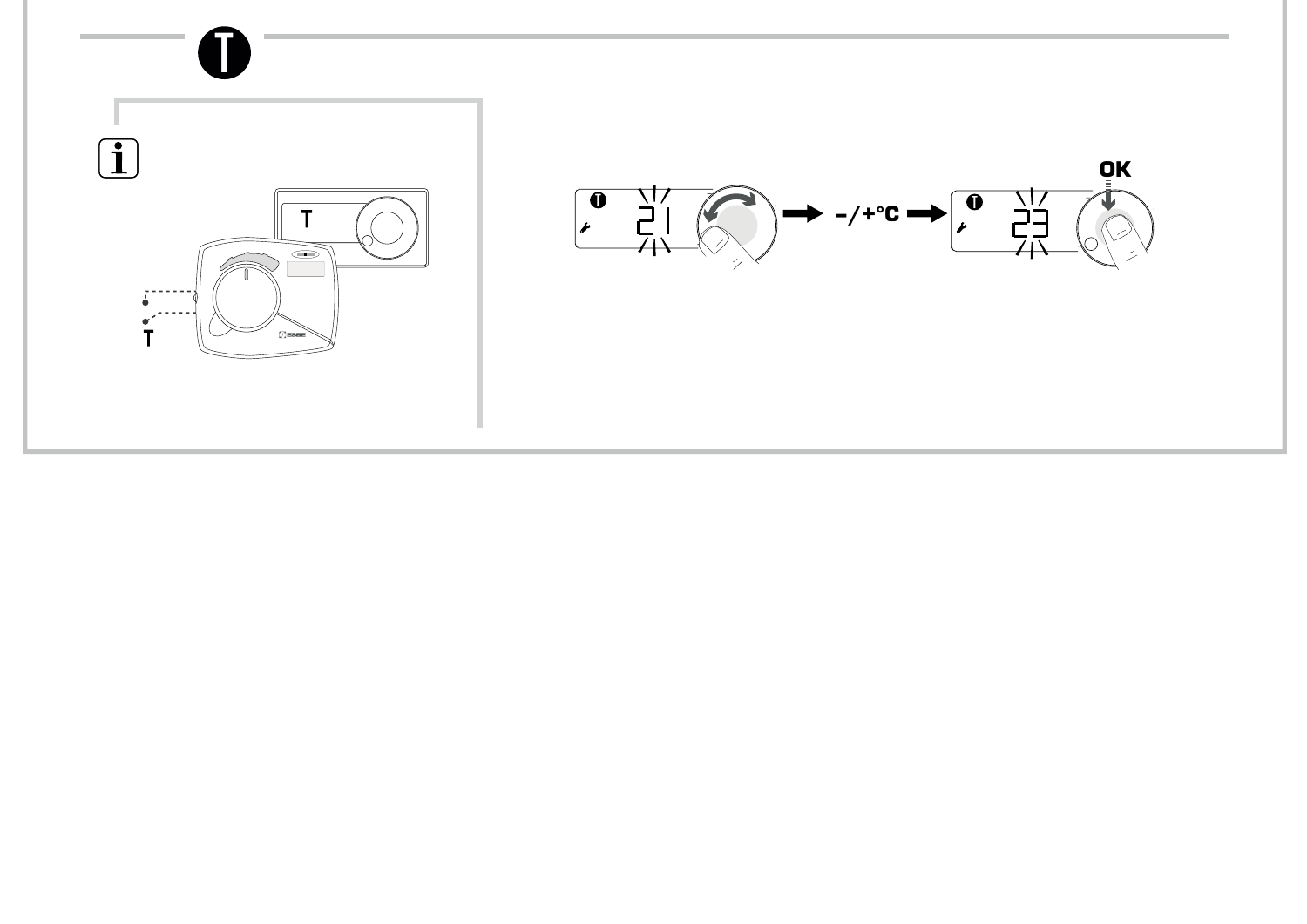T

T

T

21

-/+°C

T

23

OK